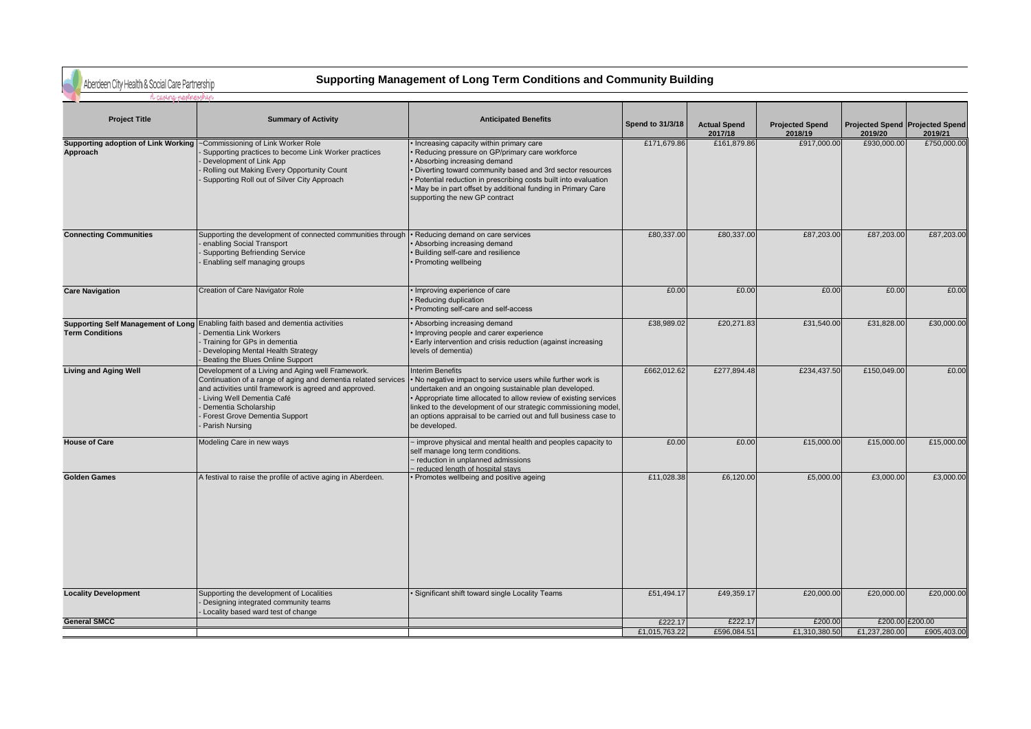Aberdeen City Health & Social Care Partnership

A caring partnership

# Supporting Management of Long Term Conditions and Community Building

| Project Title | Summary of Activity | Anticipated Benefits | Spend to 31/3/18 | Actual Spend 2017/18 | Projected Spend 2018/19 | Projected Spend 2019/20 | Projected Spend 2019/21 |
|---|---|---|---|---|---|---|---|
| **Supporting adoption of Link Working Approach** | -Commissioning of Link Worker Role<br>- Supporting practices to become Link Worker practices<br>- Development of Link App<br>- Rolling out Making Every Opportunity Count<br>- Supporting Roll out of Silver City Approach | • Increasing capacity within primary care<br>• Reducing pressure on GP/primary care workforce<br>• Absorbing increasing demand<br>• Diverting toward community based and 3rd sector resources<br>• Potential reduction in prescribing costs built into evaluation<br>• May be in part offset by additional funding in Primary Care supporting the new GP contract | £171,679.86 | £161,879.86 | £917,000.00 | £930,000.00 | £750,000.00 |
| **Connecting Communities** | Supporting the development of connected communities through<br>- enabling Social Transport<br>- Supporting Befriending Service<br>- Enabling self managing groups | • Reducing demand on care services<br>• Absorbing increasing demand<br>• Building self-care and resilience<br>• Promoting wellbeing | £80,337.00 | £80,337.00 | £87,203.00 | £87,203.00 | £87,203.00 |
| **Care Navigation** | Creation of Care Navigator Role | • Improving experience of care<br>• Reducing duplication<br>• Promoting self-care and self-access | £0.00 | £0.00 | £0.00 | £0.00 | £0.00 |
| **Supporting Self Management of Long Term Conditions** | Enabling faith based and dementia activities<br>- Dementia Link Workers<br>- Training for GPs in dementia<br>- Developing Mental Health Strategy<br>- Beating the Blues Online Support | • Absorbing increasing demand<br>• Improving people and carer experience<br>• Early intervention and crisis reduction (against increasing levels of dementia) | £38,989.02 | £20,271.83 | £31,540.00 | £31,828.00 | £30,000.00 |
| **Living and Aging Well** | Development of a Living and Aging well Framework. Continuation of a range of aging and dementia related services and activities until framework is agreed and approved.<br>- Living Well Dementia Café<br>- Dementia Scholarship<br>- Forest Grove Dementia Support<br>- Parish Nursing | Interim Benefits<br>• No negative impact to service users while further work is undertaken and an ongoing sustainable plan developed.<br>• Appropriate time allocated to allow review of existing services linked to the development of our strategic commissioning model, an options appraisal to be carried out and full business case to be developed. | £662,012.62 | £277,894.48 | £234,437.50 | £150,049.00 | £0.00 |
| **House of Care** | Modeling Care in new ways | – improve physical and mental health and peoples capacity to self manage long term conditions.<br>– reduction in unplanned admissions<br>– reduced length of hospital stays | £0.00 | £0.00 | £15,000.00 | £15,000.00 | £15,000.00 |
| **Golden Games** | A festival to raise the profile of active aging in Aberdeen. | • Promotes wellbeing and positive ageing | £11,028.38 | £6,120.00 | £5,000.00 | £3,000.00 | £3,000.00 |
| **Locality Development** | Supporting the development of Localities<br>- Designing integrated community teams<br>- Locality based ward test of change | • Significant shift toward single Locality Teams | £51,494.17 | £49,359.17 | £20,000.00 | £20,000.00 | £20,000.00 |
| **General SMCC** | | | £222.17 | £222.17 | £200.00 | £200.00 | £200.00 |
| | | | £1,015,763.22 | £596,084.51 | £1,310,380.50 | £1,237,280.00 | £905,403.00 |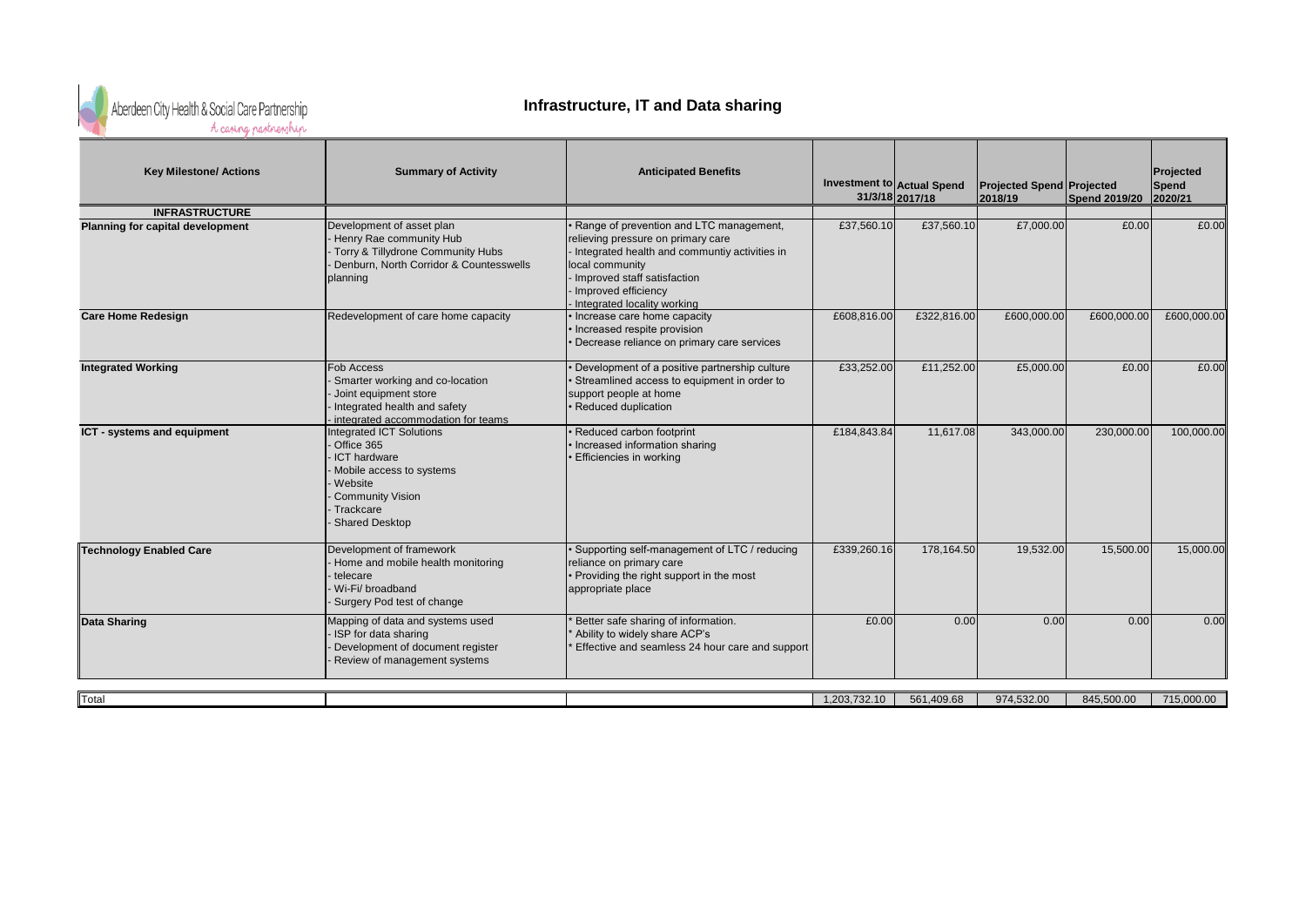Aberdeen City Health & Social Care Partnership
A caring partnership

# Infrastructure, IT and Data sharing

| Key Milestone/ Actions | Summary of Activity | Anticipated Benefits | Investment to 31/3/18 | Actual Spend 2017/18 | Projected Spend 2018/19 | Projected Spend 2019/20 | Projected Spend 2020/21 |
|---|---|---|---|---|---|---|---|
| **INFRASTRUCTURE** | | | | | | | |
| **Planning for capital development** | Development of asset plan<br>- Henry Rae community Hub<br>- Torry & Tillydrone Community Hubs<br>- Denburn, North Corridor & Countesswells planning | • Range of prevention and LTC management, relieving pressure on primary care<br>- Integrated health and communtiy activities in local community<br>- Improved staff satisfaction<br>- Improved efficiency<br>- Integrated locality working | £37,560.10 | £37,560.10 | £7,000.00 | £0.00 | £0.00 |
| **Care Home Redesign** | Redevelopment of care home capacity | • Increase care home capacity<br>• Increased respite provision<br>• Decrease reliance on primary care services | £608,816.00 | £322,816.00 | £600,000.00 | £600,000.00 | £600,000.00 |
| **Integrated Working** | Fob Access<br>- Smarter working and co-location<br>- Joint equipment store<br>- Integrated health and safety<br>- integrated accommodation for teams | • Development of a positive partnership culture<br>• Streamlined access to equipment in order to support people at home<br>• Reduced duplication | £33,252.00 | £11,252.00 | £5,000.00 | £0.00 | £0.00 |
| **ICT - systems and equipment** | Integrated ICT Solutions<br>- Office 365<br>- ICT hardware<br>- Mobile access to systems<br>- Website<br>- Community Vision<br>- Trackcare<br>- Shared Desktop | • Reduced carbon footprint<br>• Increased information sharing<br>• Efficiencies in working | £184,843.84 | 11,617.08 | 343,000.00 | 230,000.00 | 100,000.00 |
| **Technology Enabled Care** | Development of framework<br>- Home and mobile health monitoring<br>- telecare<br>- Wi-Fi/ broadband<br>- Surgery Pod test of change | • Supporting self-management of LTC / reducing reliance on primary care<br>• Providing the right support in the most appropriate place | £339,260.16 | 178,164.50 | 19,532.00 | 15,500.00 | 15,000.00 |
| **Data Sharing** | Mapping of data and systems used<br>- ISP for data sharing<br>- Development of document register<br>- Review of management systems | * Better safe sharing of information.<br>* Ability to widely share ACP's<br>* Effective and seamless 24 hour care and support | £0.00 | 0.00 | 0.00 | 0.00 | 0.00 |
| Total | | | 1,203,732.10 | 561,409.68 | 974,532.00 | 845,500.00 | 715,000.00 |